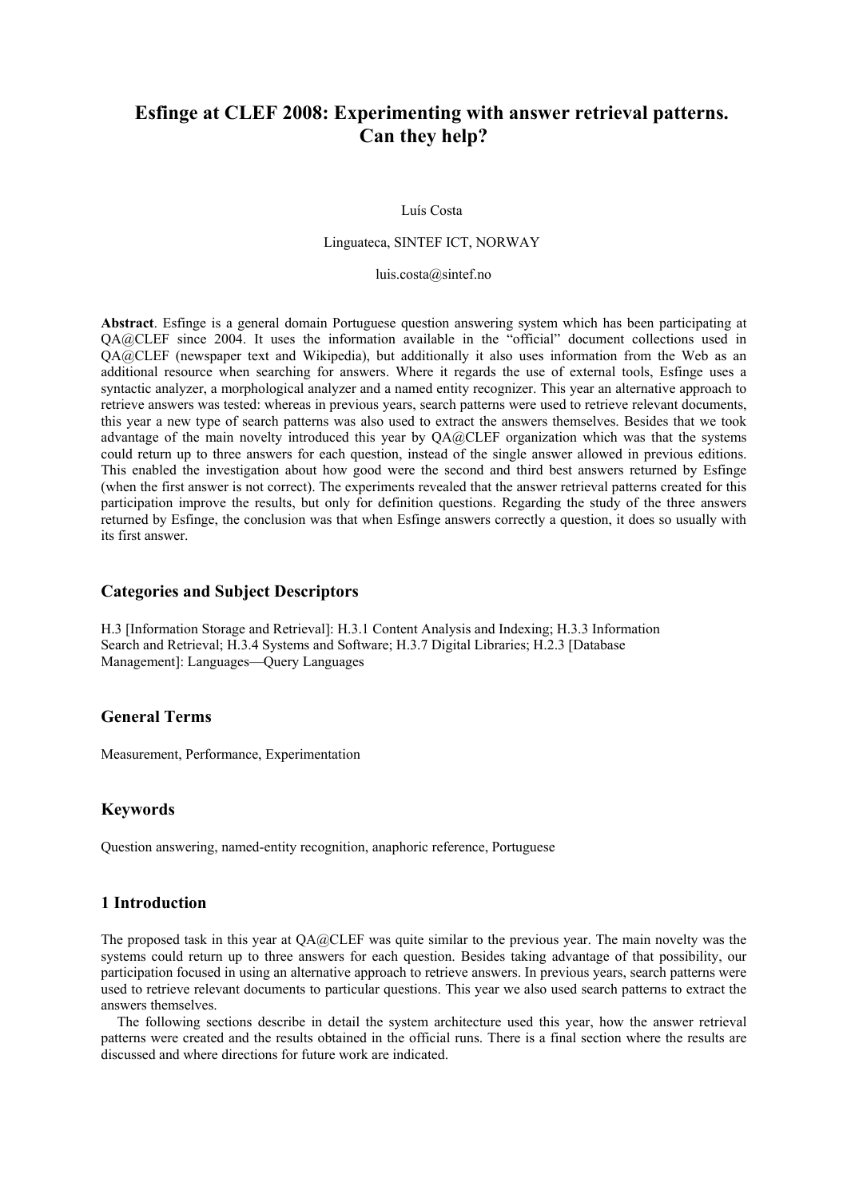# Esfinge at CLEF 2008: Experimenting with answer retrieval patterns. Can they help?

Luís Costa

Linguateca, SINTEF ICT, NORWAY

luis.costa@sintef.no

**Abstract**. Esfinge is a general domain Portuguese question answering system which has been participating at QA@CLEF since 2004. It uses the information available in the "official" document collections used in QA@CLEF (newspaper text and Wikipedia), but additionally it also uses information from the Web as an additional resource when searching for answers. Where it regards the use of external tools, Esfinge uses a syntactic analyzer, a morphological analyzer and a named entity recognizer. This year an alternative approach to retrieve answers was tested: whereas in previous years, search patterns were used to retrieve relevant documents, this year a new type of search patterns was also used to extract the answers themselves. Besides that we took advantage of the main novelty introduced this year by QA@CLEF organization which was that the systems could return up to three answers for each question, instead of the single answer allowed in previous editions. This enabled the investigation about how good were the second and third best answers returned by Esfinge (when the first answer is not correct). The experiments revealed that the answer retrieval patterns created for this participation improve the results, but only for definition questions. Regarding the study of the three answers returned by Esfinge, the conclusion was that when Esfinge answers correctly a question, it does so usually with its first answer.

## Categories and Subject Descriptors

H.3 [Information Storage and Retrieval]: H.3.1 Content Analysis and Indexing; H.3.3 Information Search and Retrieval; H.3.4 Systems and Software; H.3.7 Digital Libraries; H.2.3 [Database Management]: Languages—Query Languages

## General Terms

Measurement, Performance, Experimentation

## Keywords

Question answering, named-entity recognition, anaphoric reference, Portuguese

## 1 Introduction

The proposed task in this year at QA@CLEF was quite similar to the previous year. The main novelty was the systems could return up to three answers for each question. Besides taking advantage of that possibility, our participation focused in using an alternative approach to retrieve answers. In previous years, search patterns were used to retrieve relevant documents to particular questions. This year we also used search patterns to extract the answers themselves.

The following sections describe in detail the system architecture used this year, how the answer retrieval patterns were created and the results obtained in the official runs. There is a final section where the results are discussed and where directions for future work are indicated.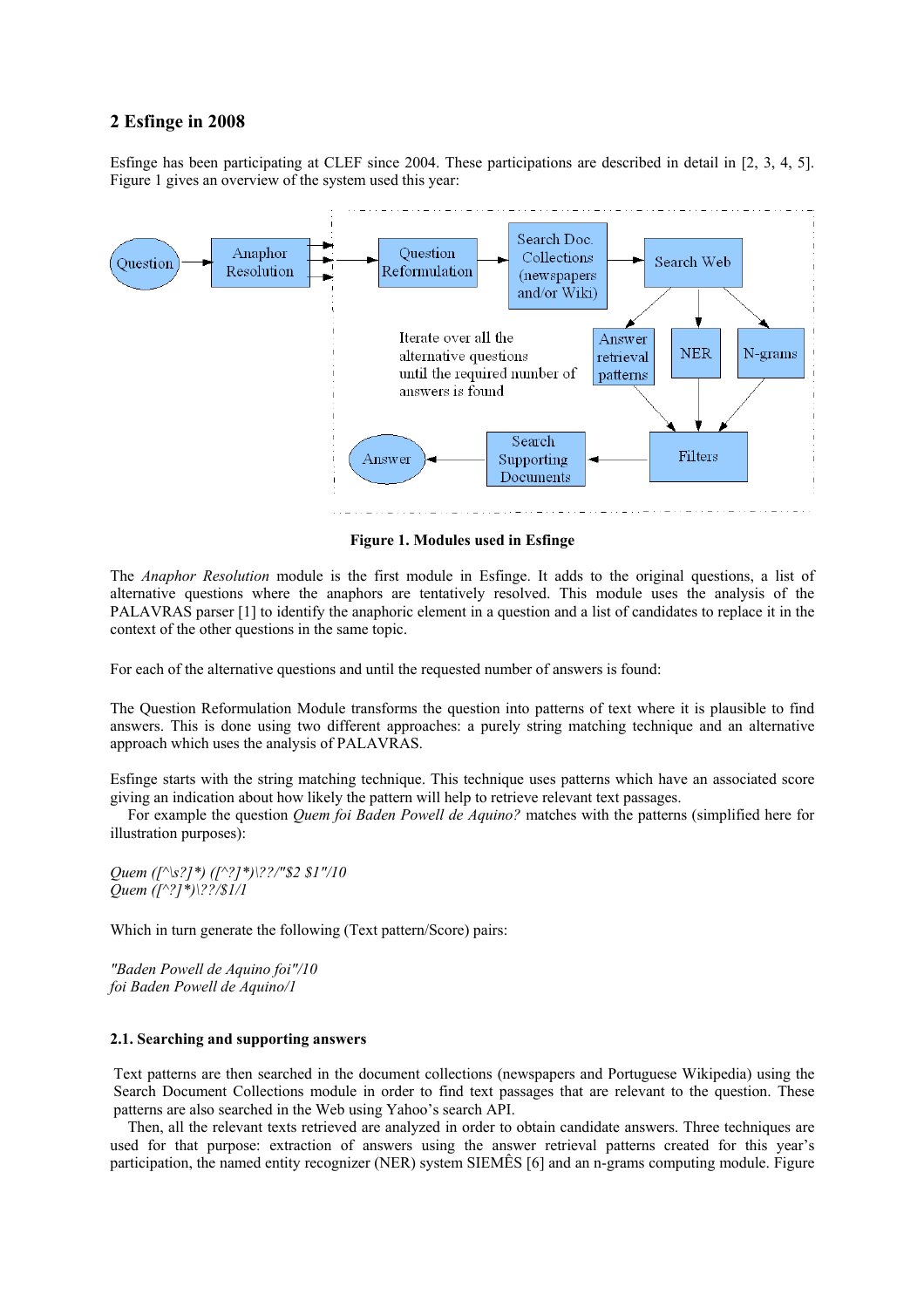## 2 Esfinge in 2008

Esfinge has been participating at CLEF since 2004. These participations are described in detail in [2, 3, 4, 5]. Figure 1 gives an overview of the system used this year:

Question → Anaphor Resolution → Question Reformulation → Search Doc. Collections (newspapers and/or Wiki) → Search Web → Answer retrieval patterns / NER / N-grams → Filters → Search Supporting Documents → Answer

Iterate over all the alternative questions until the required number of answers is found

**Figure 1. Modules used in Esfinge**

The *Anaphor Resolution* module is the first module in Esfinge. It adds to the original questions, a list of alternative questions where the anaphors are tentatively resolved. This module uses the analysis of the PALAVRAS parser [1] to identify the anaphoric element in a question and a list of candidates to replace it in the context of the other questions in the same topic.

For each of the alternative questions and until the requested number of answers is found:

The Question Reformulation Module transforms the question into patterns of text where it is plausible to find answers. This is done using two different approaches: a purely string matching technique and an alternative approach which uses the analysis of PALAVRAS.

Esfinge starts with the string matching technique. This technique uses patterns which have an associated score giving an indication about how likely the pattern will help to retrieve relevant text passages.

For example the question *Quem foi Baden Powell de Aquino?* matches with the patterns (simplified here for illustration purposes):

*Quem ([^\s?]\*) ([^?]\*)\??/"$2 $1"/10*
*Quem ([^?]\*)\??/$1/1*

Which in turn generate the following (Text pattern/Score) pairs:

*"Baden Powell de Aquino foi"/10*
*foi Baden Powell de Aquino/1*

### 2.1. Searching and supporting answers

Text patterns are then searched in the document collections (newspapers and Portuguese Wikipedia) using the Search Document Collections module in order to find text passages that are relevant to the question. These patterns are also searched in the Web using Yahoo's search API.

Then, all the relevant texts retrieved are analyzed in order to obtain candidate answers. Three techniques are used for that purpose: extraction of answers using the answer retrieval patterns created for this year's participation, the named entity recognizer (NER) system SIEMÊS [6] and an n-grams computing module. Figure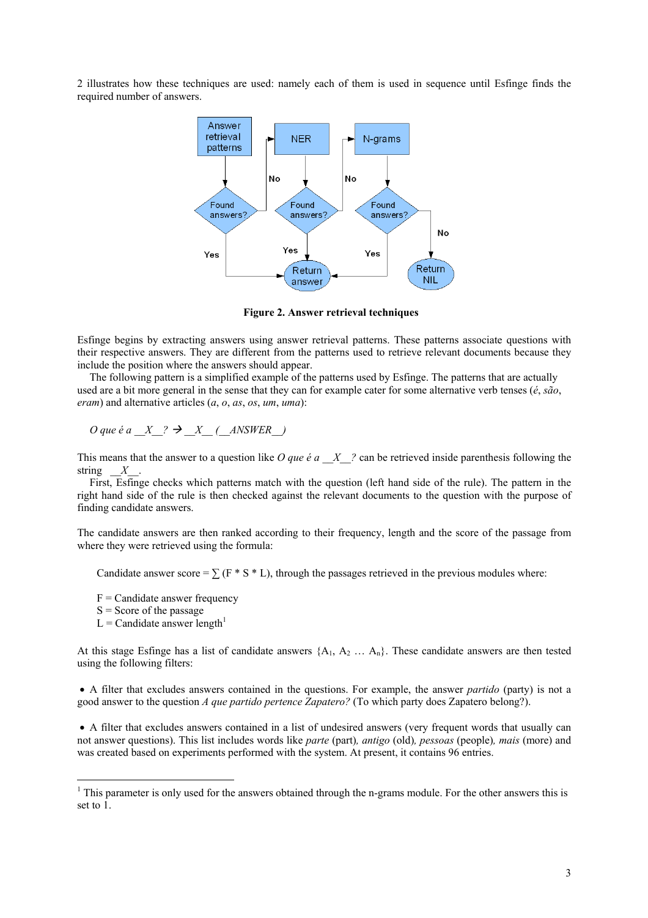2 illustrates how these techniques are used: namely each of them is used in sequence until Esfinge finds the required number of answers.

**Figure 2. Answer retrieval techniques**

Esfinge begins by extracting answers using answer retrieval patterns. These patterns associate questions with their respective answers. They are different from the patterns used to retrieve relevant documents because they include the position where the answers should appear.

The following pattern is a simplified example of the patterns used by Esfinge. The patterns that are actually used are a bit more general in the sense that they can for example cater for some alternative verb tenses (*é*, *são*, *eram*) and alternative articles (*a*, *o*, *as*, *os*, *um*, *uma*):

*O que é a \_\_X\_\_? → \_\_X\_\_ (\_\_ANSWER\_\_)*

This means that the answer to a question like *O que é a \_\_X\_\_?* can be retrieved inside parenthesis following the string *\_\_X\_\_*.

First, Esfinge checks which patterns match with the question (left hand side of the rule). The pattern in the right hand side of the rule is then checked against the relevant documents to the question with the purpose of finding candidate answers.

The candidate answers are then ranked according to their frequency, length and the score of the passage from where they were retrieved using the formula:

Candidate answer score = $\sum$ (F \* S \* L), through the passages retrieved in the previous modules where:

F = Candidate answer frequency
S = Score of the passage
L = Candidate answer length[1]

At this stage Esfinge has a list of candidate answers $\{A_1, A_2 \ldots A_n\}$. These candidate answers are then tested using the following filters:

- A filter that excludes answers contained in the questions. For example, the answer *partido* (party) is not a good answer to the question *A que partido pertence Zapatero?* (To which party does Zapatero belong?).

- A filter that excludes answers contained in a list of undesired answers (very frequent words that usually can not answer questions). This list includes words like *parte* (part), *antigo* (old), *pessoas* (people), *mais* (more) and was created based on experiments performed with the system. At present, it contains 96 entries.

---

[1] This parameter is only used for the answers obtained through the n-grams module. For the other answers this is set to 1.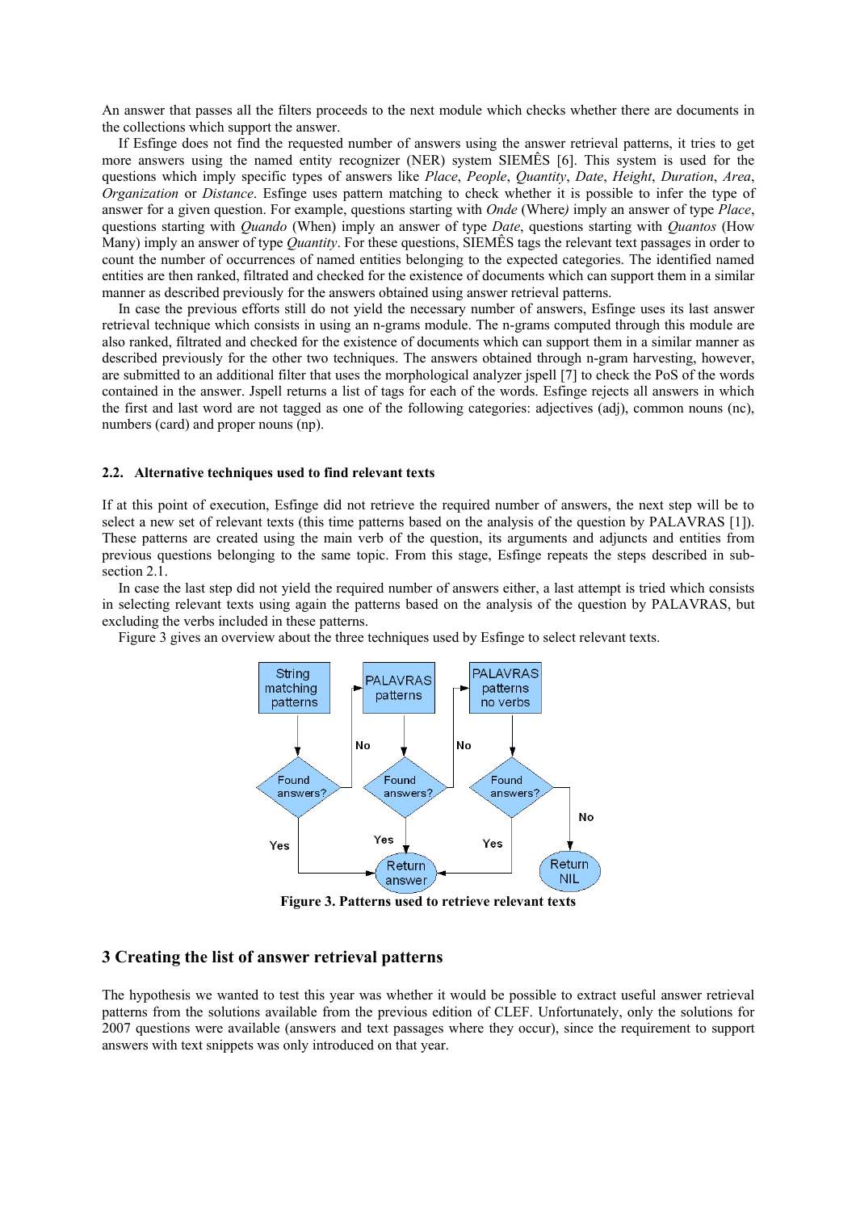An answer that passes all the filters proceeds to the next module which checks whether there are documents in the collections which support the answer.

If Esfinge does not find the requested number of answers using the answer retrieval patterns, it tries to get more answers using the named entity recognizer (NER) system SIEMÊS [6]. This system is used for the questions which imply specific types of answers like *Place*, *People*, *Quantity*, *Date*, *Height*, *Duration*, *Area*, *Organization* or *Distance*. Esfinge uses pattern matching to check whether it is possible to infer the type of answer for a given question. For example, questions starting with *Onde* (Where) imply an answer of type *Place*, questions starting with *Quando* (When) imply an answer of type *Date*, questions starting with *Quantos* (How Many) imply an answer of type *Quantity*. For these questions, SIEMÊS tags the relevant text passages in order to count the number of occurrences of named entities belonging to the expected categories. The identified named entities are then ranked, filtrated and checked for the existence of documents which can support them in a similar manner as described previously for the answers obtained using answer retrieval patterns.

In case the previous efforts still do not yield the necessary number of answers, Esfinge uses its last answer retrieval technique which consists in using an n-grams module. The n-grams computed through this module are also ranked, filtrated and checked for the existence of documents which can support them in a similar manner as described previously for the other two techniques. The answers obtained through n-gram harvesting, however, are submitted to an additional filter that uses the morphological analyzer jspell [7] to check the PoS of the words contained in the answer. Jspell returns a list of tags for each of the words. Esfinge rejects all answers in which the first and last word are not tagged as one of the following categories: adjectives (adj), common nouns (nc), numbers (card) and proper nouns (np).

### 2.2. Alternative techniques used to find relevant texts

If at this point of execution, Esfinge did not retrieve the required number of answers, the next step will be to select a new set of relevant texts (this time patterns based on the analysis of the question by PALAVRAS [1]). These patterns are created using the main verb of the question, its arguments and adjuncts and entities from previous questions belonging to the same topic. From this stage, Esfinge repeats the steps described in sub-section 2.1.

In case the last step did not yield the required number of answers either, a last attempt is tried which consists in selecting relevant texts using again the patterns based on the analysis of the question by PALAVRAS, but excluding the verbs included in these patterns.

Figure 3 gives an overview about the three techniques used by Esfinge to select relevant texts.

**Figure 3. Patterns used to retrieve relevant texts**

## 3 Creating the list of answer retrieval patterns

The hypothesis we wanted to test this year was whether it would be possible to extract useful answer retrieval patterns from the solutions available from the previous edition of CLEF. Unfortunately, only the solutions for 2007 questions were available (answers and text passages where they occur), since the requirement to support answers with text snippets was only introduced on that year.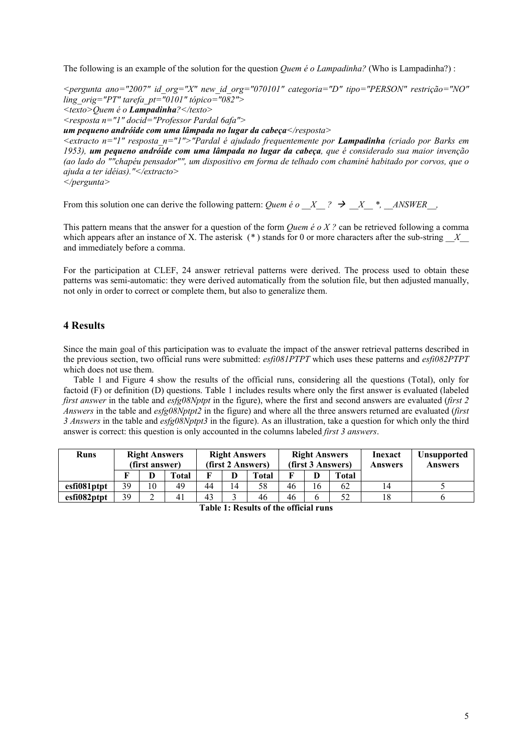The following is an example of the solution for the question *Quem é o Lampadinha?* (Who is Lampadinha?) :

*<pergunta ano="2007" id_org="X" new_id_org="070101" categoria="D" tipo="PERSON" restrição="NO" ling_orig="PT" tarefa_pt="0101" tópico="082">*
*<texto>Quem é o* ***Lampadinha****?</texto>*
*<resposta n="1" docid="Professor Pardal 6afa">*
***um pequeno andróide com uma lâmpada no lugar da cabeça****</resposta>*
*<extracto n="1" resposta_n="1">"Pardal é ajudado frequentemente por* ***Lampadinha*** *(criado por Barks em 1953),* ***um pequeno andróide com uma lâmpada no lugar da cabeça****, que é considerado sua maior invenção (ao lado do ""chapéu pensador"", um dispositivo em forma de telhado com chaminé habitado por corvos, que o ajuda a ter idéias)."</extracto>*
*</pergunta>*

From this solution one can derive the following pattern: *Quem é o __X__ ?* → *__X__ *, __ANSWER__,*

This pattern means that the answer for a question of the form *Quem é o X ?* can be retrieved following a comma which appears after an instance of X. The asterisk (*) stands for 0 or more characters after the sub-string *__X__* and immediately before a comma.

For the participation at CLEF, 24 answer retrieval patterns were derived. The process used to obtain these patterns was semi-automatic: they were derived automatically from the solution file, but then adjusted manually, not only in order to correct or complete them, but also to generalize them.

## 4 Results

Since the main goal of this participation was to evaluate the impact of the answer retrieval patterns described in the previous section, two official runs were submitted: *esfi081PTPT* which uses these patterns and *esfi082PTPT* which does not use them.

Table 1 and Figure 4 show the results of the official runs, considering all the questions (Total), only for factoid (F) or definition (D) questions. Table 1 includes results where only the first answer is evaluated (labeled *first answer* in the table and *esfg08Nptpt* in the figure), where the first and second answers are evaluated (*first 2 Answers* in the table and *esfg08Nptpt2* in the figure) and where all the three answers returned are evaluated (*first 3 Answers* in the table and *esfg08Nptpt3* in the figure). As an illustration, take a question for which only the third answer is correct: this question is only accounted in the columns labeled *first 3 answers*.

| Runs | Right Answers (first answer) | | | Right Answers (first 2 Answers) | | | Right Answers (first 3 Answers) | | | Inexact Answers | Unsupported Answers |
|---|---|---|---|---|---|---|---|---|---|---|---|
| | F | D | Total | F | D | Total | F | D | Total | | |
| **esfi081ptpt** | 39 | 10 | 49 | 44 | 14 | 58 | 46 | 16 | 62 | 14 | 5 |
| **esfi082ptpt** | 39 | 2 | 41 | 43 | 3 | 46 | 46 | 6 | 52 | 18 | 6 |

**Table 1: Results of the official runs**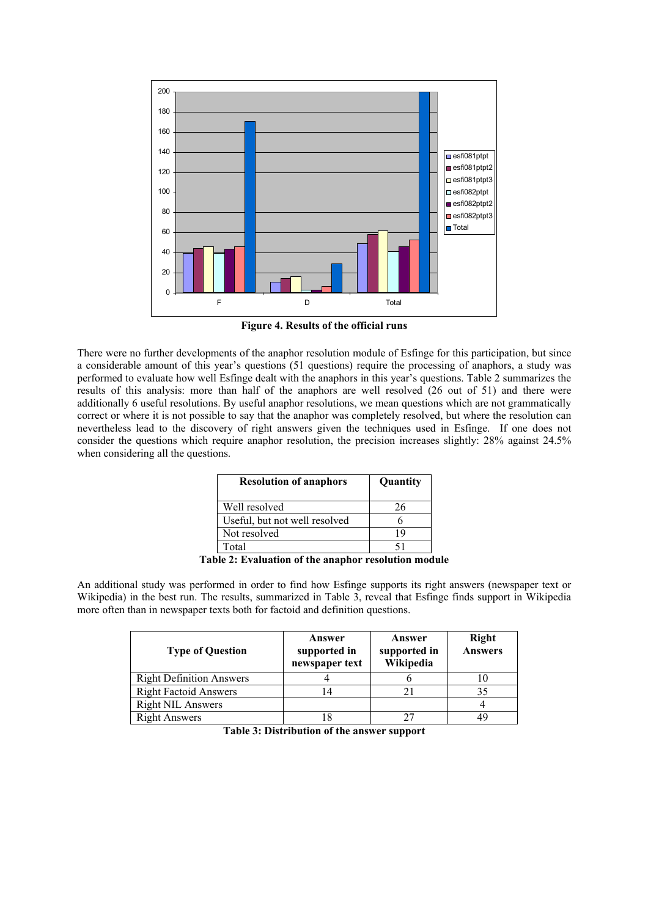**Figure 4. Results of the official runs**

There were no further developments of the anaphor resolution module of Esfinge for this participation, but since a considerable amount of this year's questions (51 questions) require the processing of anaphors, a study was performed to evaluate how well Esfinge dealt with the anaphors in this year's questions. Table 2 summarizes the results of this analysis: more than half of the anaphors are well resolved (26 out of 51) and there were additionally 6 useful resolutions. By useful anaphor resolutions, we mean questions which are not grammatically correct or where it is not possible to say that the anaphor was completely resolved, but where the resolution can nevertheless lead to the discovery of right answers given the techniques used in Esfinge. If one does not consider the questions which require anaphor resolution, the precision increases slightly: 28% against 24.5% when considering all the questions.

| Resolution of anaphors | Quantity |
|---|---|
| Well resolved | 26 |
| Useful, but not well resolved | 6 |
| Not resolved | 19 |
| Total | 51 |

**Table 2: Evaluation of the anaphor resolution module**

An additional study was performed in order to find how Esfinge supports its right answers (newspaper text or Wikipedia) in the best run. The results, summarized in Table 3, reveal that Esfinge finds support in Wikipedia more often than in newspaper texts both for factoid and definition questions.

| Type of Question | Answer supported in newspaper text | Answer supported in Wikipedia | Right Answers |
|---|---|---|---|
| Right Definition Answers | 4 | 6 | 10 |
| Right Factoid Answers | 14 | 21 | 35 |
| Right NIL Answers | | | 4 |
| Right Answers | 18 | 27 | 49 |

**Table 3: Distribution of the answer support**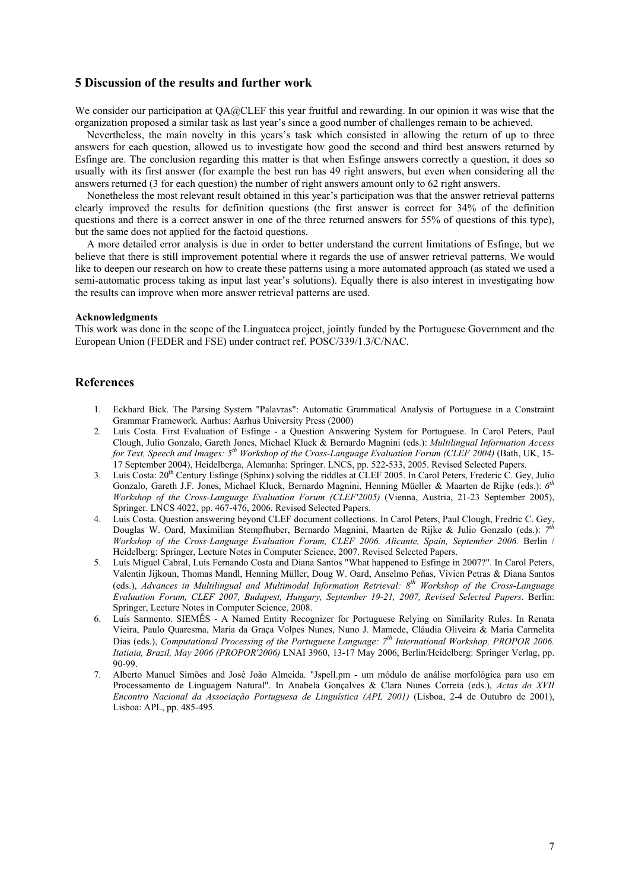## 5 Discussion of the results and further work

We consider our participation at QA@CLEF this year fruitful and rewarding. In our opinion it was wise that the organization proposed a similar task as last year's since a good number of challenges remain to be achieved.

Nevertheless, the main novelty in this years's task which consisted in allowing the return of up to three answers for each question, allowed us to investigate how good the second and third best answers returned by Esfinge are. The conclusion regarding this matter is that when Esfinge answers correctly a question, it does so usually with its first answer (for example the best run has 49 right answers, but even when considering all the answers returned (3 for each question) the number of right answers amount only to 62 right answers.

Nonetheless the most relevant result obtained in this year's participation was that the answer retrieval patterns clearly improved the results for definition questions (the first answer is correct for 34% of the definition questions and there is a correct answer in one of the three returned answers for 55% of questions of this type), but the same does not applied for the factoid questions.

A more detailed error analysis is due in order to better understand the current limitations of Esfinge, but we believe that there is still improvement potential where it regards the use of answer retrieval patterns. We would like to deepen our research on how to create these patterns using a more automated approach (as stated we used a semi-automatic process taking as input last year's solutions). Equally there is also interest in investigating how the results can improve when more answer retrieval patterns are used.

**Acknowledgments**

This work was done in the scope of the Linguateca project, jointly funded by the Portuguese Government and the European Union (FEDER and FSE) under contract ref. POSC/339/1.3/C/NAC.

## References

1. Eckhard Bick. The Parsing System "Palavras": Automatic Grammatical Analysis of Portuguese in a Constraint Grammar Framework. Aarhus: Aarhus University Press (2000)
2. Luís Costa. First Evaluation of Esfinge - a Question Answering System for Portuguese. In Carol Peters, Paul Clough, Julio Gonzalo, Gareth Jones, Michael Kluck & Bernardo Magnini (eds.): *Multilingual Information Access for Text, Speech and Images: 5th Workshop of the Cross-Language Evaluation Forum (CLEF 2004)* (Bath, UK, 15-17 September 2004), Heidelberga, Alemanha: Springer. LNCS, pp. 522-533, 2005. Revised Selected Papers.
3. Luís Costa: 20th Century Esfinge (Sphinx) solving the riddles at CLEF 2005. In Carol Peters, Frederic C. Gey, Julio Gonzalo, Gareth J.F. Jones, Michael Kluck, Bernardo Magnini, Henning Müeller & Maarten de Rijke (eds.): *6th Workshop of the Cross-Language Evaluation Forum (CLEF'2005)* (Vienna, Austria, 21-23 September 2005), Springer. LNCS 4022, pp. 467-476, 2006. Revised Selected Papers.
4. Luís Costa. Question answering beyond CLEF document collections. In Carol Peters, Paul Clough, Fredric C. Gey, Douglas W. Oard, Maximilian Stempfhuber, Bernardo Magnini, Maarten de Rijke & Julio Gonzalo (eds.): *7th Workshop of the Cross-Language Evaluation Forum, CLEF 2006. Alicante, Spain, September 2006.* Berlin / Heidelberg: Springer, Lecture Notes in Computer Science, 2007. Revised Selected Papers.
5. Luís Miguel Cabral, Luís Fernando Costa and Diana Santos "What happened to Esfinge in 2007?". In Carol Peters, Valentin Jijkoun, Thomas Mandl, Henning Müller, Doug W. Oard, Anselmo Peñas, Vivien Petras & Diana Santos (eds.), *Advances in Multilingual and Multimodal Information Retrieval: 8th Workshop of the Cross-Language Evaluation Forum, CLEF 2007, Budapest, Hungary, September 19-21, 2007, Revised Selected Papers*. Berlin: Springer, Lecture Notes in Computer Science, 2008.
6. Luís Sarmento. SIEMÊS - A Named Entity Recognizer for Portuguese Relying on Similarity Rules. In Renata Vieira, Paulo Quaresma, Maria da Graça Volpes Nunes, Nuno J. Mamede, Cláudia Oliveira & Maria Carmelita Dias (eds.), *Computational Processing of the Portuguese Language: 7th International Workshop, PROPOR 2006. Itatiaia, Brazil, May 2006 (PROPOR'2006)* LNAI 3960, 13-17 May 2006, Berlin/Heidelberg: Springer Verlag, pp. 90-99.
7. Alberto Manuel Simões and José João Almeida. "Jspell.pm - um módulo de análise morfológica para uso em Processamento de Linguagem Natural". In Anabela Gonçalves & Clara Nunes Correia (eds.), *Actas do XVII Encontro Nacional da Associação Portuguesa de Linguística (APL 2001)* (Lisboa, 2-4 de Outubro de 2001), Lisboa: APL, pp. 485-495.